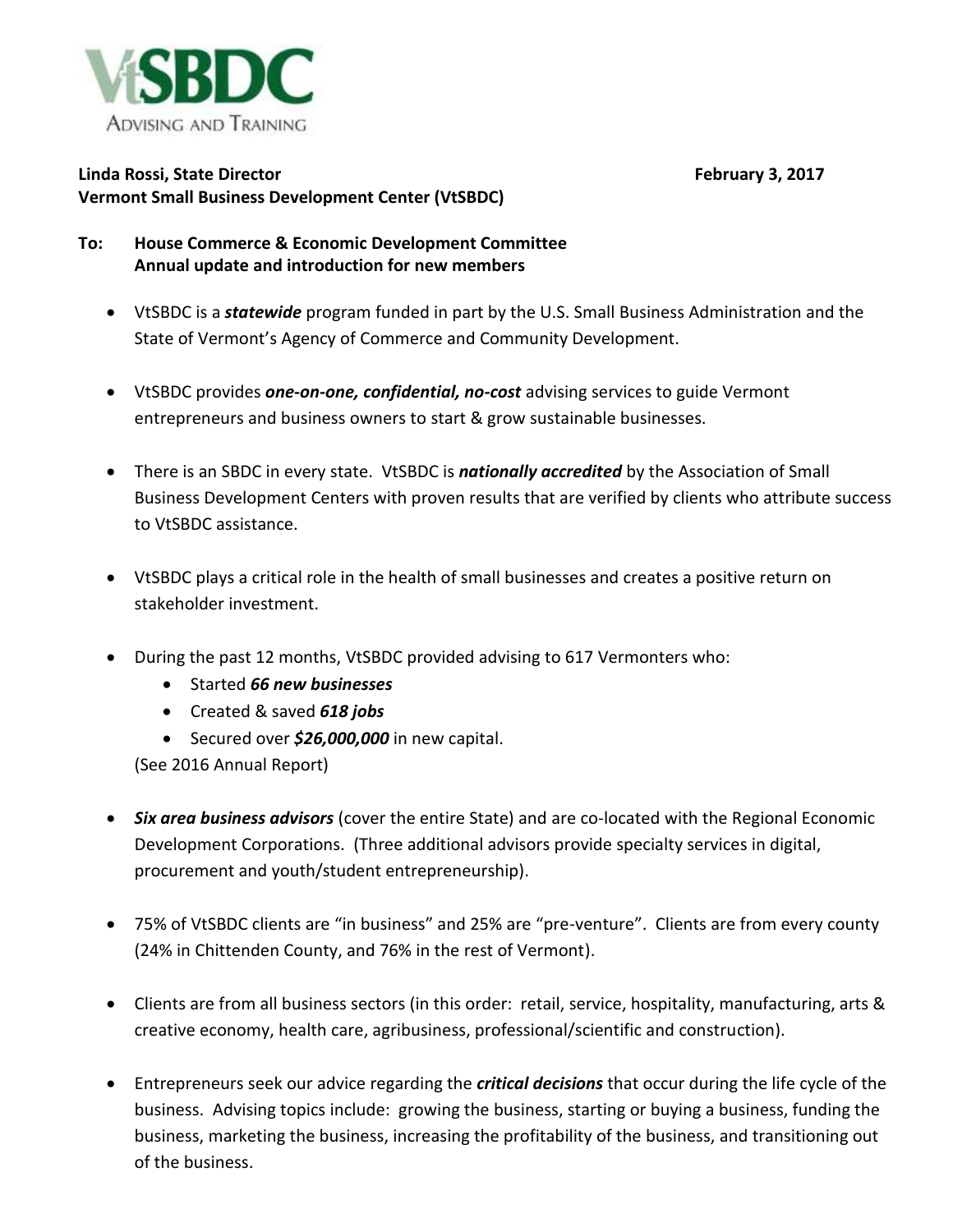VtSBDC
ADVISING AND TRAINING

**Linda Rossi, State Director** **February 3, 2017**
**Vermont Small Business Development Center (VtSBDC)**

**To: House Commerce & Economic Development Committee**
**Annual update and introduction for new members**

- VtSBDC is a ***statewide*** program funded in part by the U.S. Small Business Administration and the State of Vermont's Agency of Commerce and Community Development.

- VtSBDC provides ***one-on-one, confidential, no-cost*** advising services to guide Vermont entrepreneurs and business owners to start & grow sustainable businesses.

- There is an SBDC in every state. VtSBDC is ***nationally accredited*** by the Association of Small Business Development Centers with proven results that are verified by clients who attribute success to VtSBDC assistance.

- VtSBDC plays a critical role in the health of small businesses and creates a positive return on stakeholder investment.

- During the past 12 months, VtSBDC provided advising to 617 Vermonters who:
  - Started ***66 new businesses***
  - Created & saved ***618 jobs***
  - Secured over ***$26,000,000*** in new capital.

  (See 2016 Annual Report)

- ***Six area business advisors*** (cover the entire State) and are co-located with the Regional Economic Development Corporations. (Three additional advisors provide specialty services in digital, procurement and youth/student entrepreneurship).

- 75% of VtSBDC clients are "in business" and 25% are "pre-venture". Clients are from every county (24% in Chittenden County, and 76% in the rest of Vermont).

- Clients are from all business sectors (in this order: retail, service, hospitality, manufacturing, arts & creative economy, health care, agribusiness, professional/scientific and construction).

- Entrepreneurs seek our advice regarding the ***critical decisions*** that occur during the life cycle of the business. Advising topics include: growing the business, starting or buying a business, funding the business, marketing the business, increasing the profitability of the business, and transitioning out of the business.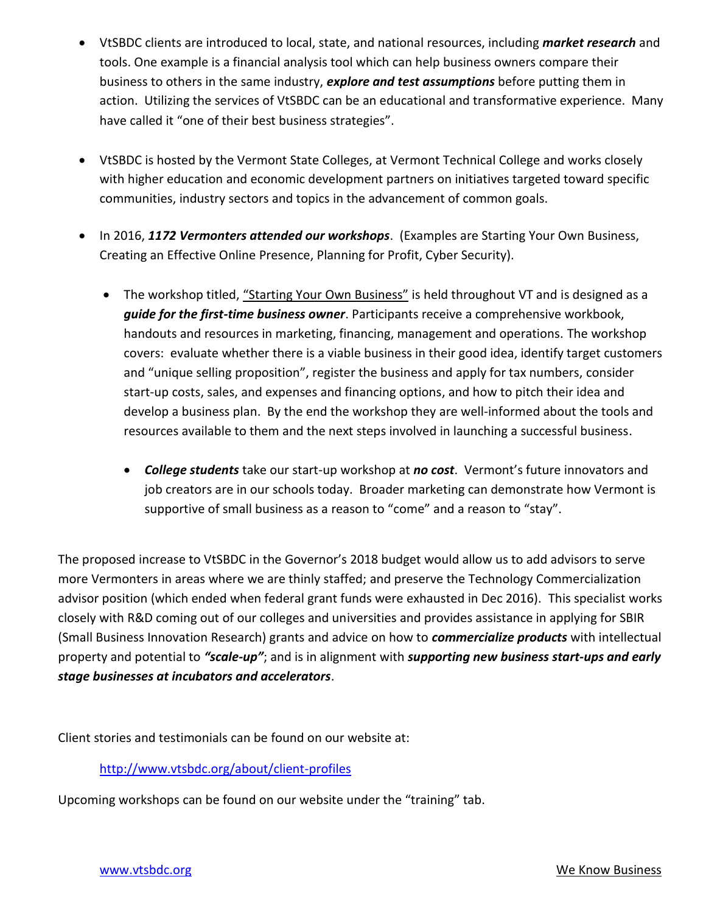- VtSBDC clients are introduced to local, state, and national resources, including ***market research*** and tools. One example is a financial analysis tool which can help business owners compare their business to others in the same industry, ***explore and test assumptions*** before putting them in action. Utilizing the services of VtSBDC can be an educational and transformative experience. Many have called it "one of their best business strategies".

- VtSBDC is hosted by the Vermont State Colleges, at Vermont Technical College and works closely with higher education and economic development partners on initiatives targeted toward specific communities, industry sectors and topics in the advancement of common goals.

- In 2016, ***1172 Vermonters attended our workshops***. (Examples are Starting Your Own Business, Creating an Effective Online Presence, Planning for Profit, Cyber Security).

  - The workshop titled, "Starting Your Own Business" is held throughout VT and is designed as a ***guide for the first-time business owner***. Participants receive a comprehensive workbook, handouts and resources in marketing, financing, management and operations. The workshop covers: evaluate whether there is a viable business in their good idea, identify target customers and "unique selling proposition", register the business and apply for tax numbers, consider start-up costs, sales, and expenses and financing options, and how to pitch their idea and develop a business plan. By the end the workshop they are well-informed about the tools and resources available to them and the next steps involved in launching a successful business.

    - ***College students*** take our start-up workshop at ***no cost***. Vermont's future innovators and job creators are in our schools today. Broader marketing can demonstrate how Vermont is supportive of small business as a reason to "come" and a reason to "stay".

The proposed increase to VtSBDC in the Governor's 2018 budget would allow us to add advisors to serve more Vermonters in areas where we are thinly staffed; and preserve the Technology Commercialization advisor position (which ended when federal grant funds were exhausted in Dec 2016). This specialist works closely with R&D coming out of our colleges and universities and provides assistance in applying for SBIR (Small Business Innovation Research) grants and advice on how to ***commercialize products*** with intellectual property and potential to ***"scale-up"***; and is in alignment with ***supporting new business start-ups and early stage businesses at incubators and accelerators***.

Client stories and testimonials can be found on our website at:

http://www.vtsbdc.org/about/client-profiles

Upcoming workshops can be found on our website under the "training" tab.

www.vtsbdc.org We Know Business